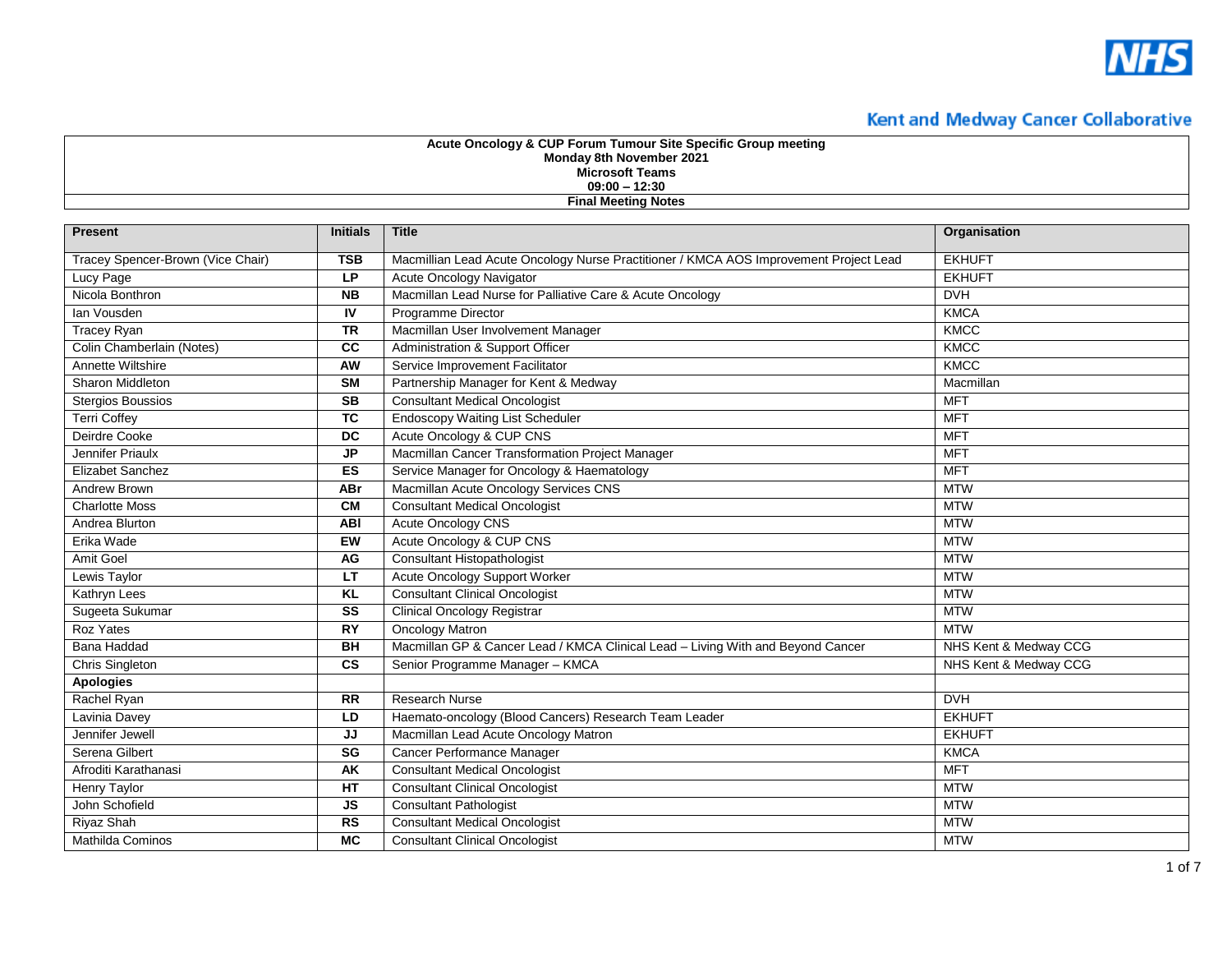Kent and Medway Cancer Collaborative

**Acute Oncology & CUP Forum Tumour Site Specific Group meeting**
**Monday 8th November 2021**
**Microsoft Teams**
**09:00 – 12:30**
**Final Meeting Notes**

| Present | Initials | Title | Organisation |
|---|---|---|---|
| Tracey Spencer-Brown (Vice Chair) | TSB | Macmillan Lead Acute Oncology Nurse Practitioner / KMCA AOS Improvement Project Lead | EKHUFT |
| Lucy Page | LP | Acute Oncology Navigator | EKHUFT |
| Nicola Bonthron | NB | Macmillan Lead Nurse for Palliative Care & Acute Oncology | DVH |
| Ian Vousden | IV | Programme Director | KMCA |
| Tracey Ryan | TR | Macmillan User Involvement Manager | KMCC |
| Colin Chamberlain (Notes) | CC | Administration & Support Officer | KMCC |
| Annette Wiltshire | AW | Service Improvement Facilitator | KMCC |
| Sharon Middleton | SM | Partnership Manager for Kent & Medway | Macmillan |
| Stergios Boussios | SB | Consultant Medical Oncologist | MFT |
| Terri Coffey | TC | Endoscopy Waiting List Scheduler | MFT |
| Deirdre Cooke | DC | Acute Oncology & CUP CNS | MFT |
| Jennifer Priaulx | JP | Macmillan Cancer Transformation Project Manager | MFT |
| Elizabet Sanchez | ES | Service Manager for Oncology & Haematology | MFT |
| Andrew Brown | ABr | Macmillan Acute Oncology Services CNS | MTW |
| Charlotte Moss | CM | Consultant Medical Oncologist | MTW |
| Andrea Blurton | ABl | Acute Oncology CNS | MTW |
| Erika Wade | EW | Acute Oncology & CUP CNS | MTW |
| Amit Goel | AG | Consultant Histopathologist | MTW |
| Lewis Taylor | LT | Acute Oncology Support Worker | MTW |
| Kathryn Lees | KL | Consultant Clinical Oncologist | MTW |
| Sugeeta Sukumar | SS | Clinical Oncology Registrar | MTW |
| Roz Yates | RY | Oncology Matron | MTW |
| Bana Haddad | BH | Macmillan GP & Cancer Lead / KMCA Clinical Lead – Living With and Beyond Cancer | NHS Kent & Medway CCG |
| Chris Singleton | CS | Senior Programme Manager – KMCA | NHS Kent & Medway CCG |
| **Apologies** | | | |
| Rachel Ryan | RR | Research Nurse | DVH |
| Lavinia Davey | LD | Haemato-oncology (Blood Cancers) Research Team Leader | EKHUFT |
| Jennifer Jewell | JJ | Macmillan Lead Acute Oncology Matron | EKHUFT |
| Serena Gilbert | SG | Cancer Performance Manager | KMCA |
| Afroditi Karathanasi | AK | Consultant Medical Oncologist | MFT |
| Henry Taylor | HT | Consultant Clinical Oncologist | MTW |
| John Schofield | JS | Consultant Pathologist | MTW |
| Riyaz Shah | RS | Consultant Medical Oncologist | MTW |
| Mathilda Cominos | MC | Consultant Clinical Oncologist | MTW |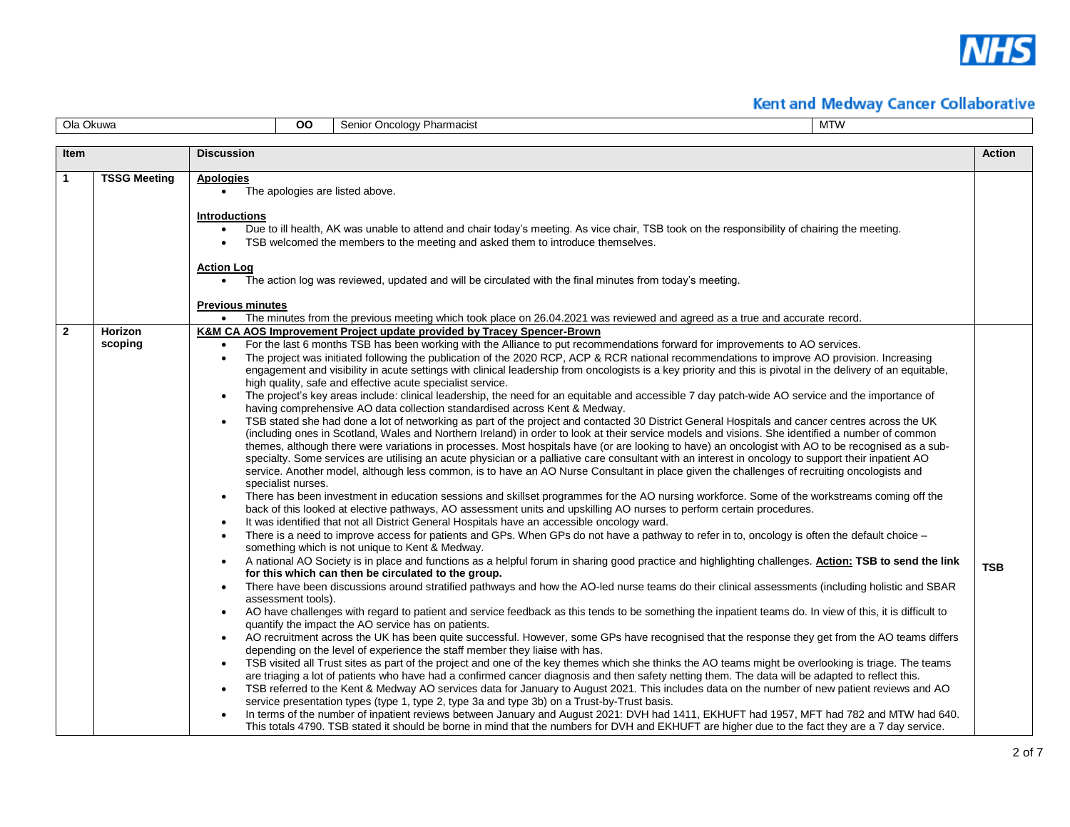**Kent and Medway Cancer Collaborative**

| Ola Okuwa | OO | Senior Oncology Pharmacist | MTW |
|---|---|---|---|

| Item | | Discussion | Action |
|---|---|---|---|
| 1 | TSSG Meeting | **Apologies**<br>• The apologies are listed above.<br><br>**Introductions**<br>• Due to ill health, AK was unable to attend and chair today's meeting. As vice chair, TSB took on the responsibility of chairing the meeting.<br>• TSB welcomed the members to the meeting and asked them to introduce themselves.<br><br>**Action Log**<br>• The action log was reviewed, updated and will be circulated with the final minutes from today's meeting.<br><br>**Previous minutes**<br>• The minutes from the previous meeting which took place on 26.04.2021 was reviewed and agreed as a true and accurate record. | |
| 2 | Horizon scoping | **K&M CA AOS Improvement Project update provided by Tracey Spencer-Brown**<br>• For the last 6 months TSB has been working with the Alliance to put recommendations forward for improvements to AO services.<br>• The project was initiated following the publication of the 2020 RCP, ACP & RCR national recommendations to improve AO provision. Increasing engagement and visibility in acute settings with clinical leadership from oncologists is a key priority and this is pivotal in the delivery of an equitable, high quality, safe and effective acute specialist service.<br>• The project's key areas include: clinical leadership, the need for an equitable and accessible 7 day patch-wide AO service and the importance of having comprehensive AO data collection standardised across Kent & Medway.<br>• TSB stated she had done a lot of networking as part of the project and contacted 30 District General Hospitals and cancer centres across the UK (including ones in Scotland, Wales and Northern Ireland) in order to look at their service models and visions. She identified a number of common themes, although there were variations in processes. Most hospitals have (or are looking to have) an oncologist with AO to be recognised as a sub-specialty. Some services are utilising an acute physician or a palliative care consultant with an interest in oncology to support their inpatient AO service. Another model, although less common, is to have an AO Nurse Consultant in place given the challenges of recruiting oncologists and specialist nurses.<br>• There has been investment in education sessions and skillset programmes for the AO nursing workforce. Some of the workstreams coming off the back of this looked at elective pathways, AO assessment units and upskilling AO nurses to perform certain procedures.<br>• It was identified that not all District General Hospitals have an accessible oncology ward.<br>• There is a need to improve access for patients and GPs. When GPs do not have a pathway to refer in to, oncology is often the default choice – something which is not unique to Kent & Medway.<br>• A national AO Society is in place and functions as a helpful forum in sharing good practice and highlighting challenges. **Action: TSB to send the link for this which can then be circulated to the group.**<br>• There have been discussions around stratified pathways and how the AO-led nurse teams do their clinical assessments (including holistic and SBAR assessment tools).<br>• AO have challenges with regard to patient and service feedback as this tends to be something the inpatient teams do. In view of this, it is difficult to quantify the impact the AO service has on patients.<br>• AO recruitment across the UK has been quite successful. However, some GPs have recognised that the response they get from the AO teams differs depending on the level of experience the staff member they liaise with has.<br>• TSB visited all Trust sites as part of the project and one of the key themes which she thinks the AO teams might be overlooking is triage. The teams are triaging a lot of patients who have had a confirmed cancer diagnosis and then safety netting them. The data will be adapted to reflect this.<br>• TSB referred to the Kent & Medway AO services data for January to August 2021. This includes data on the number of new patient reviews and AO service presentation types (type 1, type 2, type 3a and type 3b) on a Trust-by-Trust basis.<br>• In terms of the number of inpatient reviews between January and August 2021: DVH had 1411, EKHUFT had 1957, MFT had 782 and MTW had 640. This totals 4790. TSB stated it should be borne in mind that the numbers for DVH and EKHUFT are higher due to the fact they are a 7 day service. | TSB |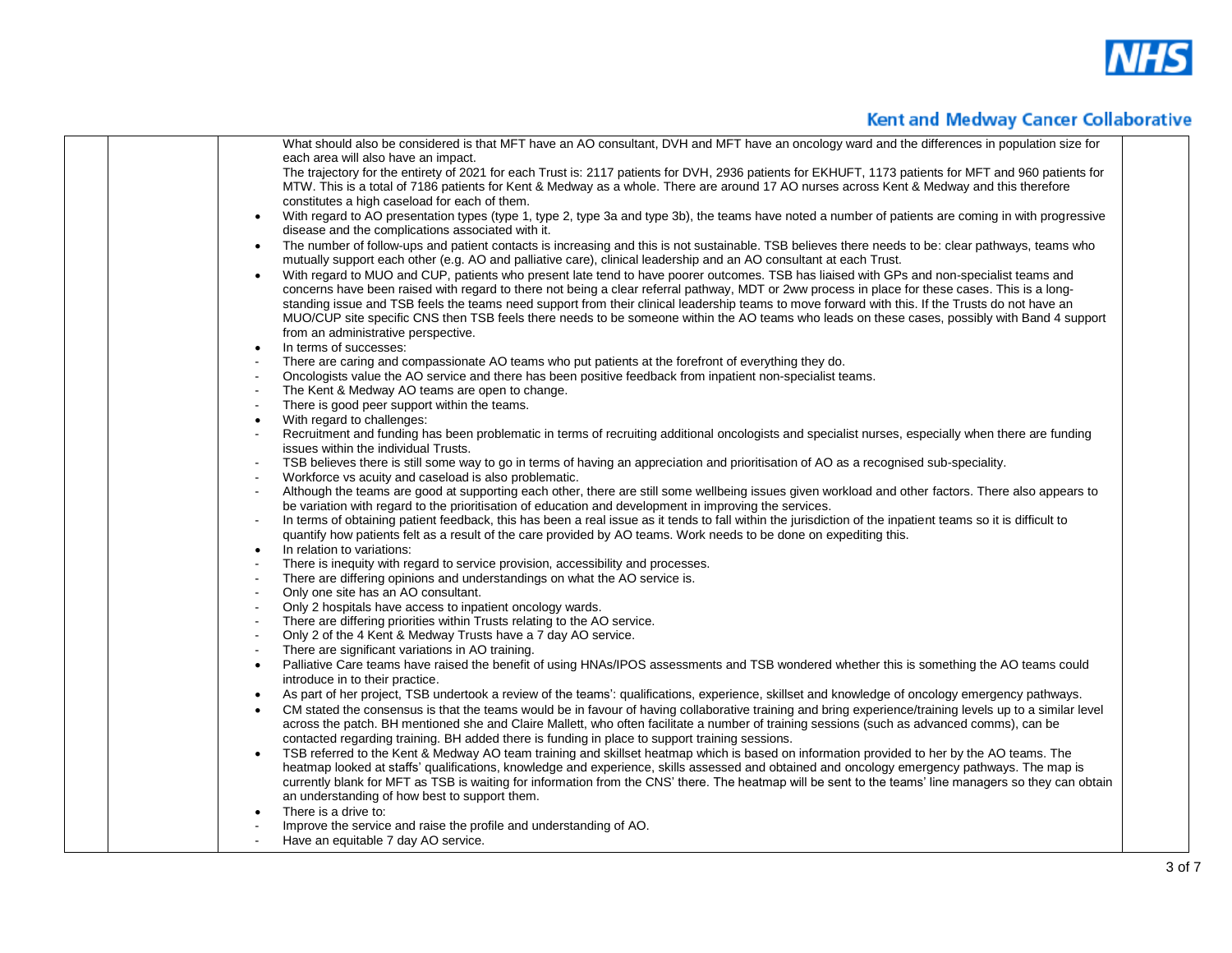| | | | |
|---|---|---|---|
| | | What should also be considered is that MFT have an AO consultant, DVH and MFT have an oncology ward and the differences in population size for each area will also have an impact.<br>The trajectory for the entirety of 2021 for each Trust is: 2117 patients for DVH, 2936 patients for EKHUFT, 1173 patients for MFT and 960 patients for MTW. This is a total of 7186 patients for Kent & Medway as a whole. There are around 17 AO nurses across Kent & Medway and this therefore constitutes a high caseload for each of them.<br>• With regard to AO presentation types (type 1, type 2, type 3a and type 3b), the teams have noted a number of patients are coming in with progressive disease and the complications associated with it.<br>• The number of follow-ups and patient contacts is increasing and this is not sustainable. TSB believes there needs to be: clear pathways, teams who mutually support each other (e.g. AO and palliative care), clinical leadership and an AO consultant at each Trust.<br>• With regard to MUO and CUP, patients who present late tend to have poorer outcomes. TSB has liaised with GPs and non-specialist teams and concerns have been raised with regard to there not being a clear referral pathway, MDT or 2ww process in place for these cases. This is a long-standing issue and TSB feels the teams need support from their clinical leadership teams to move forward with this. If the Trusts do not have an MUO/CUP site specific CNS then TSB feels there needs to be someone within the AO teams who leads on these cases, possibly with Band 4 support from an administrative perspective.<br>• In terms of successes:<br>- There are caring and compassionate AO teams who put patients at the forefront of everything they do.<br>- Oncologists value the AO service and there has been positive feedback from inpatient non-specialist teams.<br>- The Kent & Medway AO teams are open to change.<br>- There is good peer support within the teams.<br>• With regard to challenges:<br>- Recruitment and funding has been problematic in terms of recruiting additional oncologists and specialist nurses, especially when there are funding issues within the individual Trusts.<br>- TSB believes there is still some way to go in terms of having an appreciation and prioritisation of AO as a recognised sub-speciality.<br>- Workforce vs acuity and caseload is also problematic.<br>- Although the teams are good at supporting each other, there are still some wellbeing issues given workload and other factors. There also appears to be variation with regard to the prioritisation of education and development in improving the services.<br>- In terms of obtaining patient feedback, this has been a real issue as it tends to fall within the jurisdiction of the inpatient teams so it is difficult to quantify how patients felt as a result of the care provided by AO teams. Work needs to be done on expediting this.<br>• In relation to variations:<br>- There is inequity with regard to service provision, accessibility and processes.<br>- There are differing opinions and understandings on what the AO service is.<br>- Only one site has an AO consultant.<br>- Only 2 hospitals have access to inpatient oncology wards.<br>- There are differing priorities within Trusts relating to the AO service.<br>- Only 2 of the 4 Kent & Medway Trusts have a 7 day AO service.<br>- There are significant variations in AO training.<br>• Palliative Care teams have raised the benefit of using HNAs/IPOS assessments and TSB wondered whether this is something the AO teams could introduce in to their practice.<br>• As part of her project, TSB undertook a review of the teams': qualifications, experience, skillset and knowledge of oncology emergency pathways.<br>• CM stated the consensus is that the teams would be in favour of having collaborative training and bring experience/training levels up to a similar level across the patch. BH mentioned she and Claire Mallett, who often facilitate a number of training sessions (such as advanced comms), can be contacted regarding training. BH added there is funding in place to support training sessions.<br>• TSB referred to the Kent & Medway AO team training and skillset heatmap which is based on information provided to her by the AO teams. The heatmap looked at staffs' qualifications, knowledge and experience, skills assessed and obtained and oncology emergency pathways. The map is currently blank for MFT as TSB is waiting for information from the CNS' there. The heatmap will be sent to the teams' line managers so they can obtain an understanding of how best to support them.<br>• There is a drive to:<br>- Improve the service and raise the profile and understanding of AO.<br>- Have an equitable 7 day AO service. | |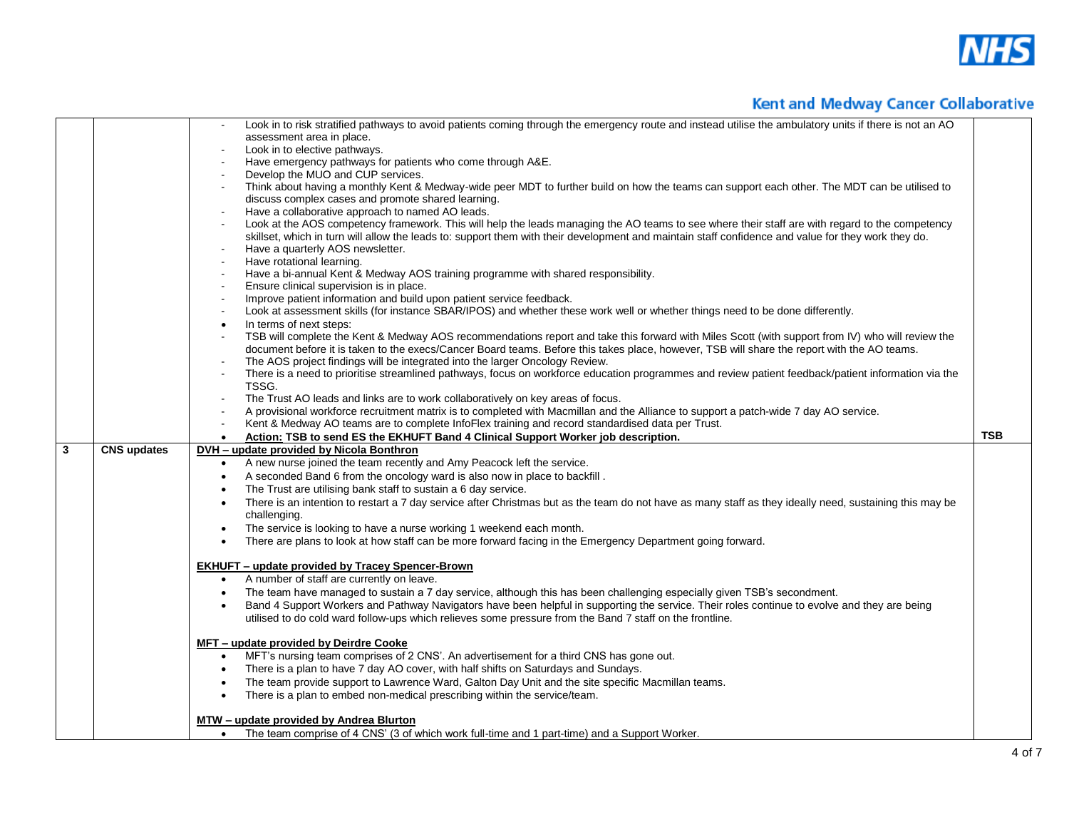| | | | |
|---|---|---|---|
| | | - Look in to risk stratified pathways to avoid patients coming through the emergency route and instead utilise the ambulatory units if there is not an AO assessment area in place.<br>- Look in to elective pathways.<br>- Have emergency pathways for patients who come through A&E.<br>- Develop the MUO and CUP services.<br>- Think about having a monthly Kent & Medway-wide peer MDT to further build on how the teams can support each other. The MDT can be utilised to discuss complex cases and promote shared learning.<br>- Have a collaborative approach to named AO leads.<br>- Look at the AOS competency framework. This will help the leads managing the AO teams to see where their staff are with regard to the competency skillset, which in turn will allow the leads to: support them with their development and maintain staff confidence and value for they work they do.<br>- Have a quarterly AOS newsletter.<br>- Have rotational learning.<br>- Have a bi-annual Kent & Medway AOS training programme with shared responsibility.<br>- Ensure clinical supervision is in place.<br>- Improve patient information and build upon patient service feedback.<br>- Look at assessment skills (for instance SBAR/IPOS) and whether these work well or whether things need to be done differently.<br>• In terms of next steps:<br>- TSB will complete the Kent & Medway AOS recommendations report and take this forward with Miles Scott (with support from IV) who will review the document before it is taken to the execs/Cancer Board teams. Before this takes place, however, TSB will share the report with the AO teams.<br>- The AOS project findings will be integrated into the larger Oncology Review.<br>- There is a need to prioritise streamlined pathways, focus on workforce education programmes and review patient feedback/patient information via the TSSG.<br>- The Trust AO leads and links are to work collaboratively on key areas of focus.<br>- A provisional workforce recruitment matrix is to completed with Macmillan and the Alliance to support a patch-wide 7 day AO service.<br>- Kent & Medway AO teams are to complete InfoFlex training and record standardised data per Trust.<br>• **Action: TSB to send ES the EKHUFT Band 4 Clinical Support Worker job description.** | **TSB** |
| **3** | **CNS updates** | **DVH – update provided by Nicola Bonthron**<br>• A new nurse joined the team recently and Amy Peacock left the service.<br>• A seconded Band 6 from the oncology ward is also now in place to backfill .<br>• The Trust are utilising bank staff to sustain a 6 day service.<br>• There is an intention to restart a 7 day service after Christmas but as the team do not have as many staff as they ideally need, sustaining this may be challenging.<br>• The service is looking to have a nurse working 1 weekend each month.<br>• There are plans to look at how staff can be more forward facing in the Emergency Department going forward.<br><br>**EKHUFT – update provided by Tracey Spencer-Brown**<br>• A number of staff are currently on leave.<br>• The team have managed to sustain a 7 day service, although this has been challenging especially given TSB's secondment.<br>• Band 4 Support Workers and Pathway Navigators have been helpful in supporting the service. Their roles continue to evolve and they are being utilised to do cold ward follow-ups which relieves some pressure from the Band 7 staff on the frontline.<br><br>**MFT – update provided by Deirdre Cooke**<br>• MFT's nursing team comprises of 2 CNS'. An advertisement for a third CNS has gone out.<br>• There is a plan to have 7 day AO cover, with half shifts on Saturdays and Sundays.<br>• The team provide support to Lawrence Ward, Galton Day Unit and the site specific Macmillan teams.<br>• There is a plan to embed non-medical prescribing within the service/team.<br><br>**MTW – update provided by Andrea Blurton**<br>• The team comprise of 4 CNS' (3 of which work full-time and 1 part-time) and a Support Worker. | |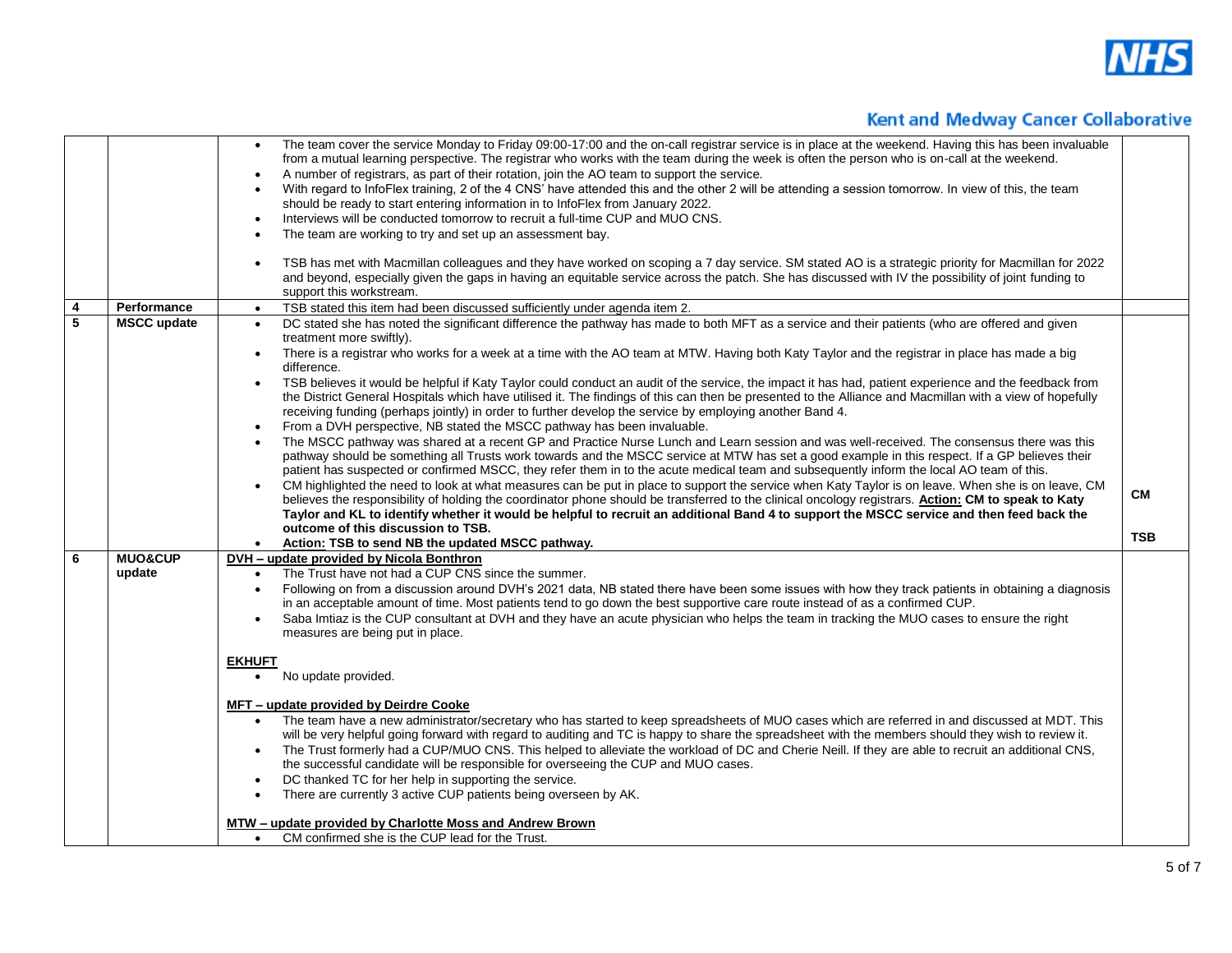| | | | |
|---|---|---|---|
| | | • The team cover the service Monday to Friday 09:00-17:00 and the on-call registrar service is in place at the weekend. Having this has been invaluable from a mutual learning perspective. The registrar who works with the team during the week is often the person who is on-call at the weekend.<br>• A number of registrars, as part of their rotation, join the AO team to support the service.<br>• With regard to InfoFlex training, 2 of the 4 CNS' have attended this and the other 2 will be attending a session tomorrow. In view of this, the team should be ready to start entering information in to InfoFlex from January 2022.<br>• Interviews will be conducted tomorrow to recruit a full-time CUP and MUO CNS.<br>• The team are working to try and set up an assessment bay.<br><br>• TSB has met with Macmillan colleagues and they have worked on scoping a 7 day service. SM stated AO is a strategic priority for Macmillan for 2022 and beyond, especially given the gaps in having an equitable service across the patch. She has discussed with IV the possibility of joint funding to support this workstream. | |
| **4** | **Performance** | • TSB stated this item had been discussed sufficiently under agenda item 2. | |
| **5** | **MSCC update** | • DC stated she has noted the significant difference the pathway has made to both MFT as a service and their patients (who are offered and given treatment more swiftly).<br>• There is a registrar who works for a week at a time with the AO team at MTW. Having both Katy Taylor and the registrar in place has made a big difference.<br>• TSB believes it would be helpful if Katy Taylor could conduct an audit of the service, the impact it has had, patient experience and the feedback from the District General Hospitals which have utilised it. The findings of this can then be presented to the Alliance and Macmillan with a view of hopefully receiving funding (perhaps jointly) in order to further develop the service by employing another Band 4.<br>• From a DVH perspective, NB stated the MSCC pathway has been invaluable.<br>• The MSCC pathway was shared at a recent GP and Practice Nurse Lunch and Learn session and was well-received. The consensus there was this pathway should be something all Trusts work towards and the MSCC service at MTW has set a good example in this respect. If a GP believes their patient has suspected or confirmed MSCC, they refer them in to the acute medical team and subsequently inform the local AO team of this.<br>• CM highlighted the need to look at what measures can be put in place to support the service when Katy Taylor is on leave. When she is on leave, CM believes the responsibility of holding the coordinator phone should be transferred to the clinical oncology registrars. **Action: CM to speak to Katy Taylor and KL to identify whether it would be helpful to recruit an additional Band 4 to support the MSCC service and then feed back the outcome of this discussion to TSB.**<br>• **Action: TSB to send NB the updated MSCC pathway.** | **CM**<br><br>**TSB** |
| **6** | **MUO&CUP update** | **DVH – update provided by Nicola Bonthron**<br>• The Trust have not had a CUP CNS since the summer.<br>• Following on from a discussion around DVH's 2021 data, NB stated there have been some issues with how they track patients in obtaining a diagnosis in an acceptable amount of time. Most patients tend to go down the best supportive care route instead of as a confirmed CUP.<br>• Saba Imtiaz is the CUP consultant at DVH and they have an acute physician who helps the team in tracking the MUO cases to ensure the right measures are being put in place.<br><br>**EKHUFT**<br>• No update provided.<br><br>**MFT – update provided by Deirdre Cooke**<br>• The team have a new administrator/secretary who has started to keep spreadsheets of MUO cases which are referred in and discussed at MDT. This will be very helpful going forward with regard to auditing and TC is happy to share the spreadsheet with the members should they wish to review it.<br>• The Trust formerly had a CUP/MUO CNS. This helped to alleviate the workload of DC and Cherie Neill. If they are able to recruit an additional CNS, the successful candidate will be responsible for overseeing the CUP and MUO cases.<br>• DC thanked TC for her help in supporting the service.<br>• There are currently 3 active CUP patients being overseen by AK.<br><br>**MTW – update provided by Charlotte Moss and Andrew Brown**<br>• CM confirmed she is the CUP lead for the Trust. | |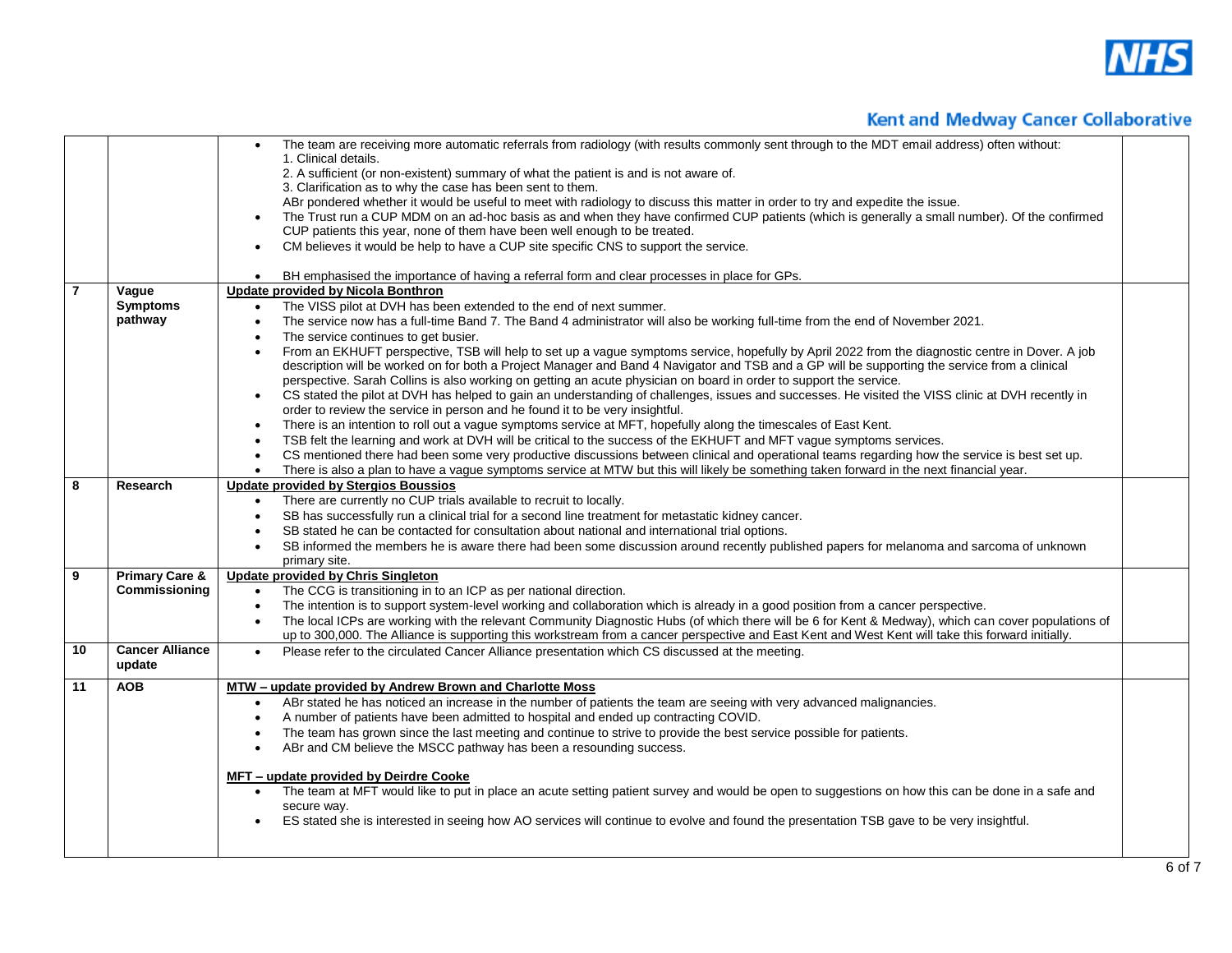| | | | |
|---|---|---|---|
| | | • The team are receiving more automatic referrals from radiology (with results commonly sent through to the MDT email address) often without:<br>1. Clinical details.<br>2. A sufficient (or non-existent) summary of what the patient is and is not aware of.<br>3. Clarification as to why the case has been sent to them.<br>ABr pondered whether it would be useful to meet with radiology to discuss this matter in order to try and expedite the issue.<br>• The Trust run a CUP MDM on an ad-hoc basis as and when they have confirmed CUP patients (which is generally a small number). Of the confirmed CUP patients this year, none of them have been well enough to be treated.<br>• CM believes it would be help to have a CUP site specific CNS to support the service.<br><br>• BH emphasised the importance of having a referral form and clear processes in place for GPs. | |
| **7** | **Vague Symptoms pathway** | **Update provided by Nicola Bonthron**<br>• The VISS pilot at DVH has been extended to the end of next summer.<br>• The service now has a full-time Band 7. The Band 4 administrator will also be working full-time from the end of November 2021.<br>• The service continues to get busier.<br>• From an EKHUFT perspective, TSB will help to set up a vague symptoms service, hopefully by April 2022 from the diagnostic centre in Dover. A job description will be worked on for both a Project Manager and Band 4 Navigator and TSB and a GP will be supporting the service from a clinical perspective. Sarah Collins is also working on getting an acute physician on board in order to support the service.<br>• CS stated the pilot at DVH has helped to gain an understanding of challenges, issues and successes. He visited the VISS clinic at DVH recently in order to review the service in person and he found it to be very insightful.<br>• There is an intention to roll out a vague symptoms service at MFT, hopefully along the timescales of East Kent.<br>• TSB felt the learning and work at DVH will be critical to the success of the EKHUFT and MFT vague symptoms services.<br>• CS mentioned there had been some very productive discussions between clinical and operational teams regarding how the service is best set up.<br>• There is also a plan to have a vague symptoms service at MTW but this will likely be something taken forward in the next financial year. | |
| **8** | **Research** | **Update provided by Stergios Boussios**<br>• There are currently no CUP trials available to recruit to locally.<br>• SB has successfully run a clinical trial for a second line treatment for metastatic kidney cancer.<br>• SB stated he can be contacted for consultation about national and international trial options.<br>• SB informed the members he is aware there had been some discussion around recently published papers for melanoma and sarcoma of unknown primary site. | |
| **9** | **Primary Care & Commissioning** | **Update provided by Chris Singleton**<br>• The CCG is transitioning in to an ICP as per national direction.<br>• The intention is to support system-level working and collaboration which is already in a good position from a cancer perspective.<br>• The local ICPs are working with the relevant Community Diagnostic Hubs (of which there will be 6 for Kent & Medway), which can cover populations of up to 300,000. The Alliance is supporting this workstream from a cancer perspective and East Kent and West Kent will take this forward initially. | |
| **10** | **Cancer Alliance update** | • Please refer to the circulated Cancer Alliance presentation which CS discussed at the meeting. | |
| **11** | **AOB** | **MTW – update provided by Andrew Brown and Charlotte Moss**<br>• ABr stated he has noticed an increase in the number of patients the team are seeing with very advanced malignancies.<br>• A number of patients have been admitted to hospital and ended up contracting COVID.<br>• The team has grown since the last meeting and continue to strive to provide the best service possible for patients.<br>• ABr and CM believe the MSCC pathway has been a resounding success.<br><br>**MFT – update provided by Deirdre Cooke**<br>• The team at MFT would like to put in place an acute setting patient survey and would be open to suggestions on how this can be done in a safe and secure way.<br>• ES stated she is interested in seeing how AO services will continue to evolve and found the presentation TSB gave to be very insightful. | |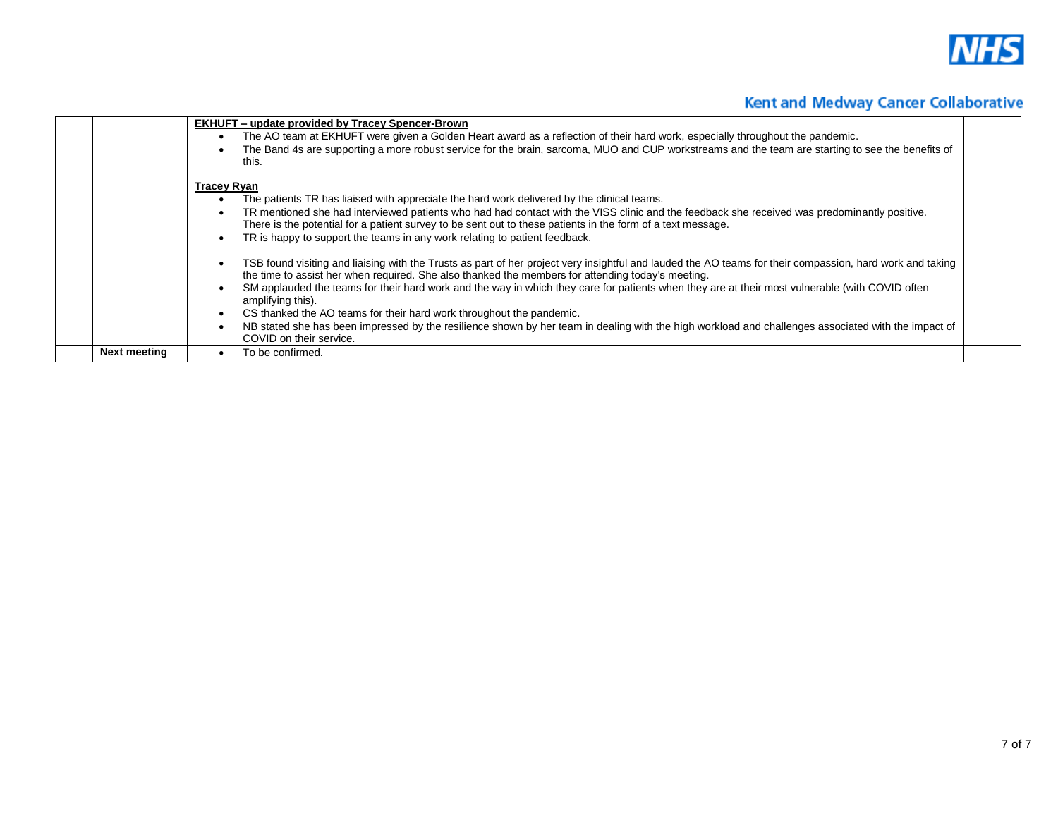| | | | |
|---|---|---|---|
| | | **EKHUFT – update provided by Tracey Spencer-Brown**<br>• The AO team at EKHUFT were given a Golden Heart award as a reflection of their hard work, especially throughout the pandemic.<br>• The Band 4s are supporting a more robust service for the brain, sarcoma, MUO and CUP workstreams and the team are starting to see the benefits of this.<br><br>**Tracey Ryan**<br>• The patients TR has liaised with appreciate the hard work delivered by the clinical teams.<br>• TR mentioned she had interviewed patients who had had contact with the VISS clinic and the feedback she received was predominantly positive. There is the potential for a patient survey to be sent out to these patients in the form of a text message.<br>• TR is happy to support the teams in any work relating to patient feedback.<br><br>• TSB found visiting and liaising with the Trusts as part of her project very insightful and lauded the AO teams for their compassion, hard work and taking the time to assist her when required. She also thanked the members for attending today's meeting.<br>• SM applauded the teams for their hard work and the way in which they care for patients when they are at their most vulnerable (with COVID often amplifying this).<br>• CS thanked the AO teams for their hard work throughout the pandemic.<br>• NB stated she has been impressed by the resilience shown by her team in dealing with the high workload and challenges associated with the impact of COVID on their service. | |
| | **Next meeting** | • To be confirmed. | |